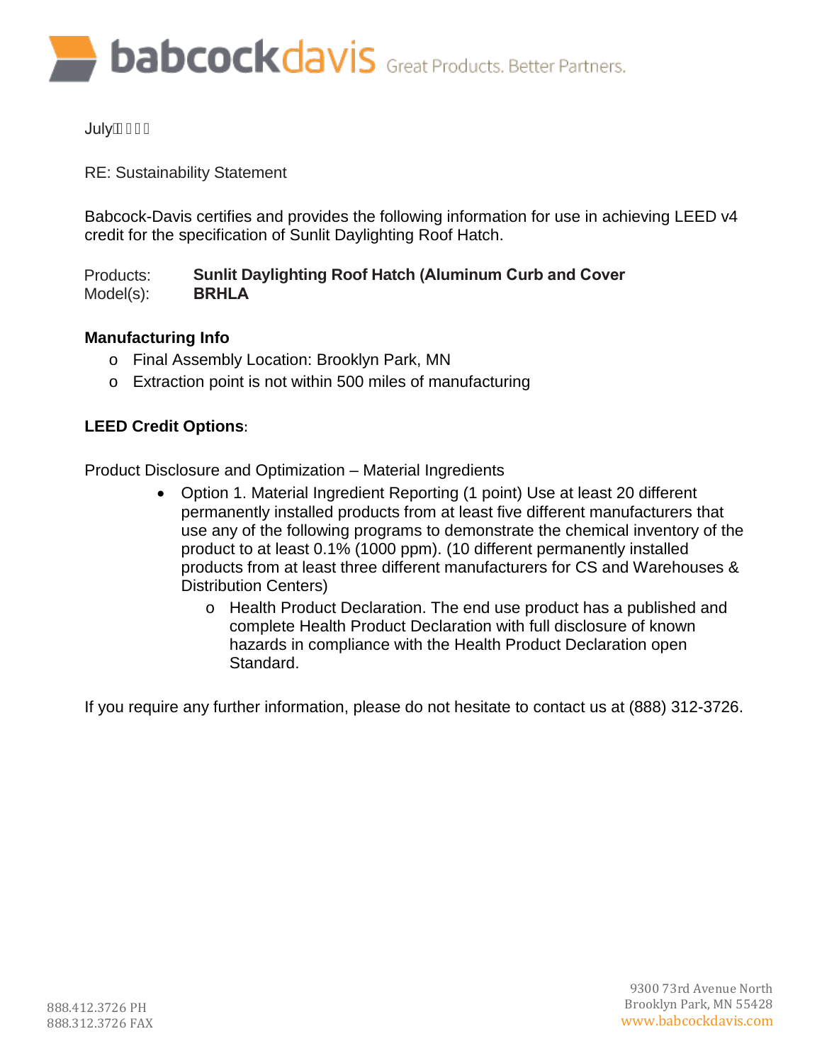July

RE: Sustainability Statement

Babcock-Davis certifies and provides the following information for use in achieving LEED v4 credit for the specification of Sunlit Daylighting Roof Hatch.

Products: **Sunlit Daylighting Roof Hatch (Aluminum Curb and Cover**
Model(s): **BRHLA**

**Manufacturing Info**

- Final Assembly Location: Brooklyn Park, MN
- Extraction point is not within 500 miles of manufacturing

**LEED Credit Options**:

Product Disclosure and Optimization – Material Ingredients

- Option 1. Material Ingredient Reporting (1 point) Use at least 20 different permanently installed products from at least five different manufacturers that use any of the following programs to demonstrate the chemical inventory of the product to at least 0.1% (1000 ppm). (10 different permanently installed products from at least three different manufacturers for CS and Warehouses & Distribution Centers)
    - Health Product Declaration. The end use product has a published and complete Health Product Declaration with full disclosure of known hazards in compliance with the Health Product Declaration open Standard.

If you require any further information, please do not hesitate to contact us at (888) 312-3726.

888.412.3726 PH
888.312.3726 FAX

9300 73rd Avenue North
Brooklyn Park, MN 55428
www.babcockdavis.com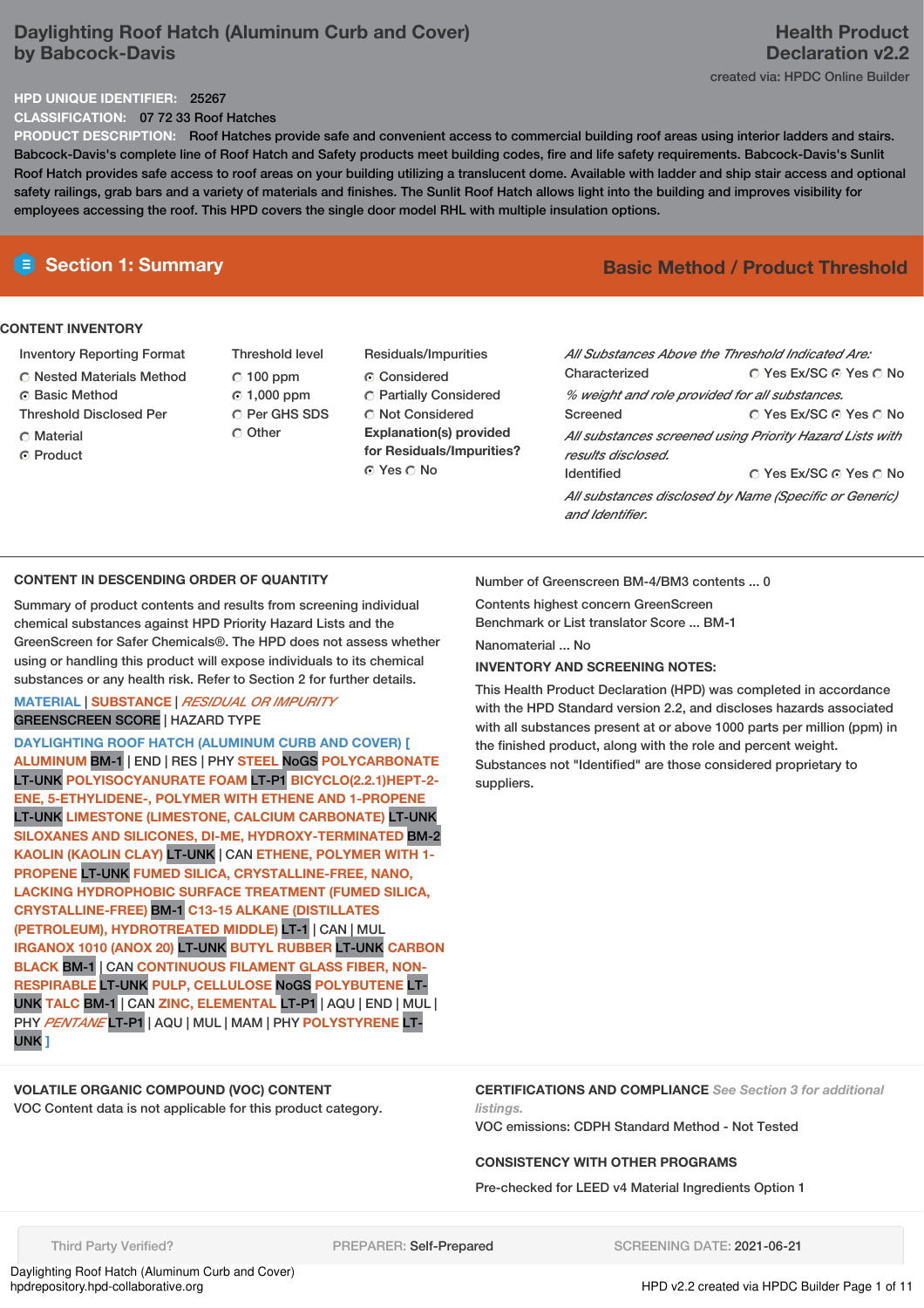# Daylighting Roof Hatch (Aluminum Curb and Cover) by Babcock-Davis

**Health Product Declaration v2.2**

created via: HPDC Online Builder

**HPD UNIQUE IDENTIFIER:** 25267

**CLASSIFICATION:** 07 72 33 Roof Hatches

**PRODUCT DESCRIPTION:** Roof Hatches provide safe and convenient access to commercial building roof areas using interior ladders and stairs. Babcock-Davis's complete line of Roof Hatch and Safety products meet building codes, fire and life safety requirements. Babcock-Davis's Sunlit Roof Hatch provides safe access to roof areas on your building utilizing a translucent dome. Available with ladder and ship stair access and optional safety railings, grab bars and a variety of materials and finishes. The Sunlit Roof Hatch allows light into the building and improves visibility for employees accessing the roof. This HPD covers the single door model RHL with multiple insulation options.

## Section 1: Summary

**Basic Method / Product Threshold**

### CONTENT INVENTORY

**Inventory Reporting Format**
- ○ Nested Materials Method
- ◉ Basic Method

**Threshold Disclosed Per**
- ○ Material
- ◉ Product

**Threshold level**
- ○ 100 ppm
- ◉ 1,000 ppm
- ○ Per GHS SDS
- ○ Other

**Residuals/Impurities**
- ◉ Considered
- ○ Partially Considered
- ○ Not Considered

**Explanation(s) provided for Residuals/Impurities?**
◉ Yes ○ No

*All Substances Above the Threshold Indicated Are:*

Characterized ○ Yes Ex/SC ◉ Yes ○ No

*% weight and role provided for all substances.*

Screened ○ Yes Ex/SC ◉ Yes ○ No

*All substances screened using Priority Hazard Lists with results disclosed.*

Identified ○ Yes Ex/SC ◉ Yes ○ No

*All substances disclosed by Name (Specific or Generic) and Identifier.*

### CONTENT IN DESCENDING ORDER OF QUANTITY

Summary of product contents and results from screening individual chemical substances against HPD Priority Hazard Lists and the GreenScreen for Safer Chemicals®. The HPD does not assess whether using or handling this product will expose individuals to its chemical substances or any health risk. Refer to Section 2 for further details.

MATERIAL | SUBSTANCE | *RESIDUAL OR IMPURITY*
GREENSCREEN SCORE | HAZARD TYPE

DAYLIGHTING ROOF HATCH (ALUMINUM CURB AND COVER) [ ALUMINUM BM-1 | END | RES | PHY STEEL NoGS POLYCARBONATE LT-UNK POLYISOCYANURATE FOAM LT-P1 BICYCLO(2.2.1)HEPT-2-ENE, 5-ETHYLIDENE-, POLYMER WITH ETHENE AND 1-PROPENE LT-UNK LIMESTONE (LIMESTONE, CALCIUM CARBONATE) LT-UNK SILOXANES AND SILICONES, DI-ME, HYDROXY-TERMINATED BM-2 KAOLIN (KAOLIN CLAY) LT-UNK | CAN ETHENE, POLYMER WITH 1-PROPENE LT-UNK FUMED SILICA, CRYSTALLINE-FREE, NANO, LACKING HYDROPHOBIC SURFACE TREATMENT (FUMED SILICA, CRYSTALLINE-FREE) BM-1 C13-15 ALKANE (DISTILLATES (PETROLEUM), HYDROTREATED MIDDLE) LT-1 | CAN | MUL IRGANOX 1010 (ANOX 20) LT-UNK BUTYL RUBBER LT-UNK CARBON BLACK BM-1 | CAN CONTINUOUS FILAMENT GLASS FIBER, NON-RESPIRABLE LT-UNK PULP, CELLULOSE NoGS POLYBUTENE LT-UNK TALC BM-1 | CAN ZINC, ELEMENTAL LT-P1 | AQU | END | MUL | PHY *PENTANE* LT-P1 | AQU | MUL | MAM | PHY POLYSTYRENE LT-UNK ]

Number of Greenscreen BM-4/BM3 contents ... 0

Contents highest concern GreenScreen Benchmark or List translator Score ... BM-1

Nanomaterial ... No

**INVENTORY AND SCREENING NOTES:**

This Health Product Declaration (HPD) was completed in accordance with the HPD Standard version 2.2, and discloses hazards associated with all substances present at or above 1000 parts per million (ppm) in the finished product, along with the role and percent weight. Substances not "Identified" are those considered proprietary to suppliers.

### VOLATILE ORGANIC COMPOUND (VOC) CONTENT

VOC Content data is not applicable for this product category.

### CERTIFICATIONS AND COMPLIANCE *See Section 3 for additional listings.*

VOC emissions: CDPH Standard Method - Not Tested

### CONSISTENCY WITH OTHER PROGRAMS

Pre-checked for LEED v4 Material Ingredients Option 1

Third Party Verified? | PREPARER: Self-Prepared | SCREENING DATE: 2021-06-21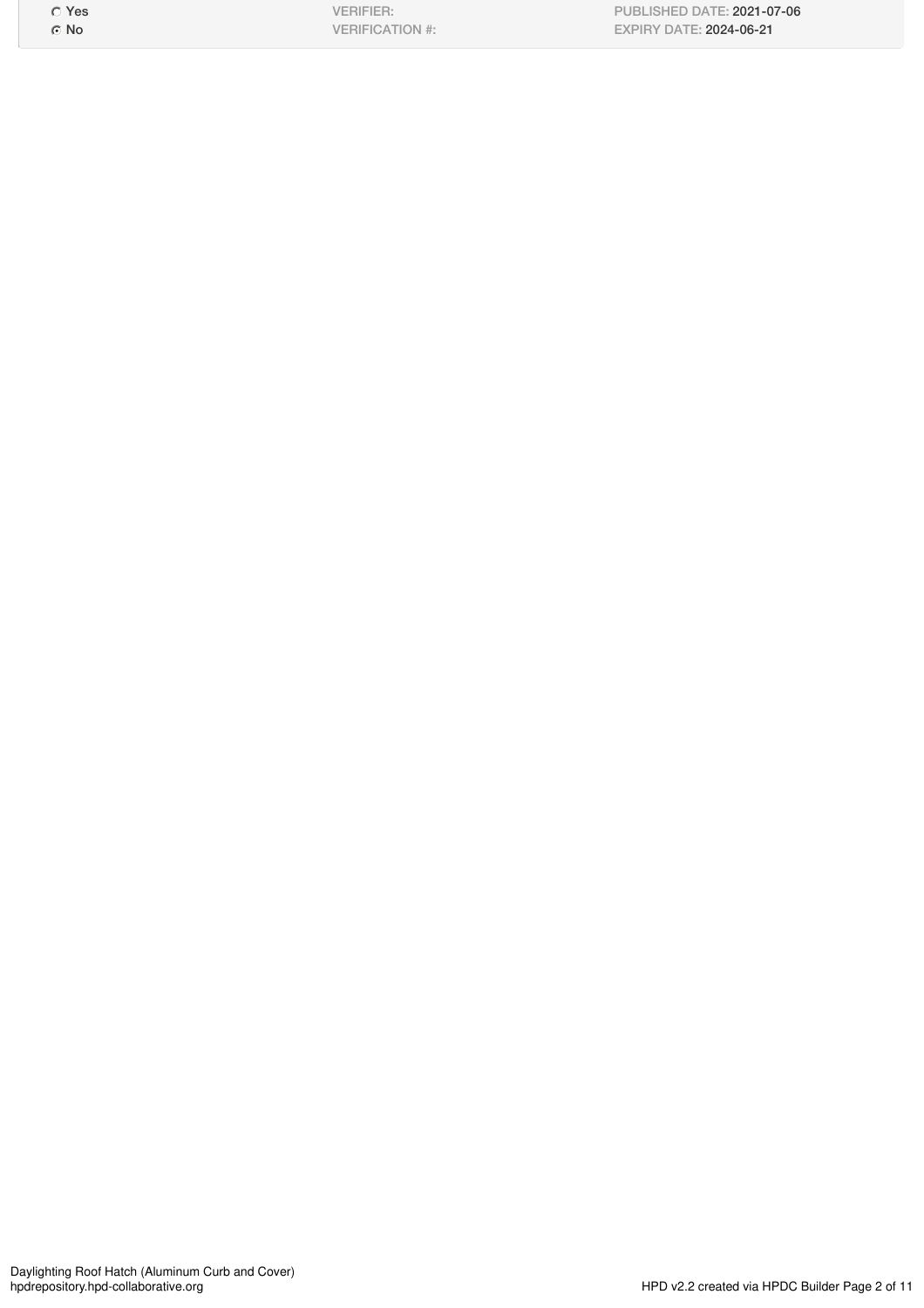| | | |
|---|---|---|
| ○ Yes | VERIFIER: | PUBLISHED DATE: 2021-07-06 |
| ◉ No | VERIFICATION #: | EXPIRY DATE: 2024-06-21 |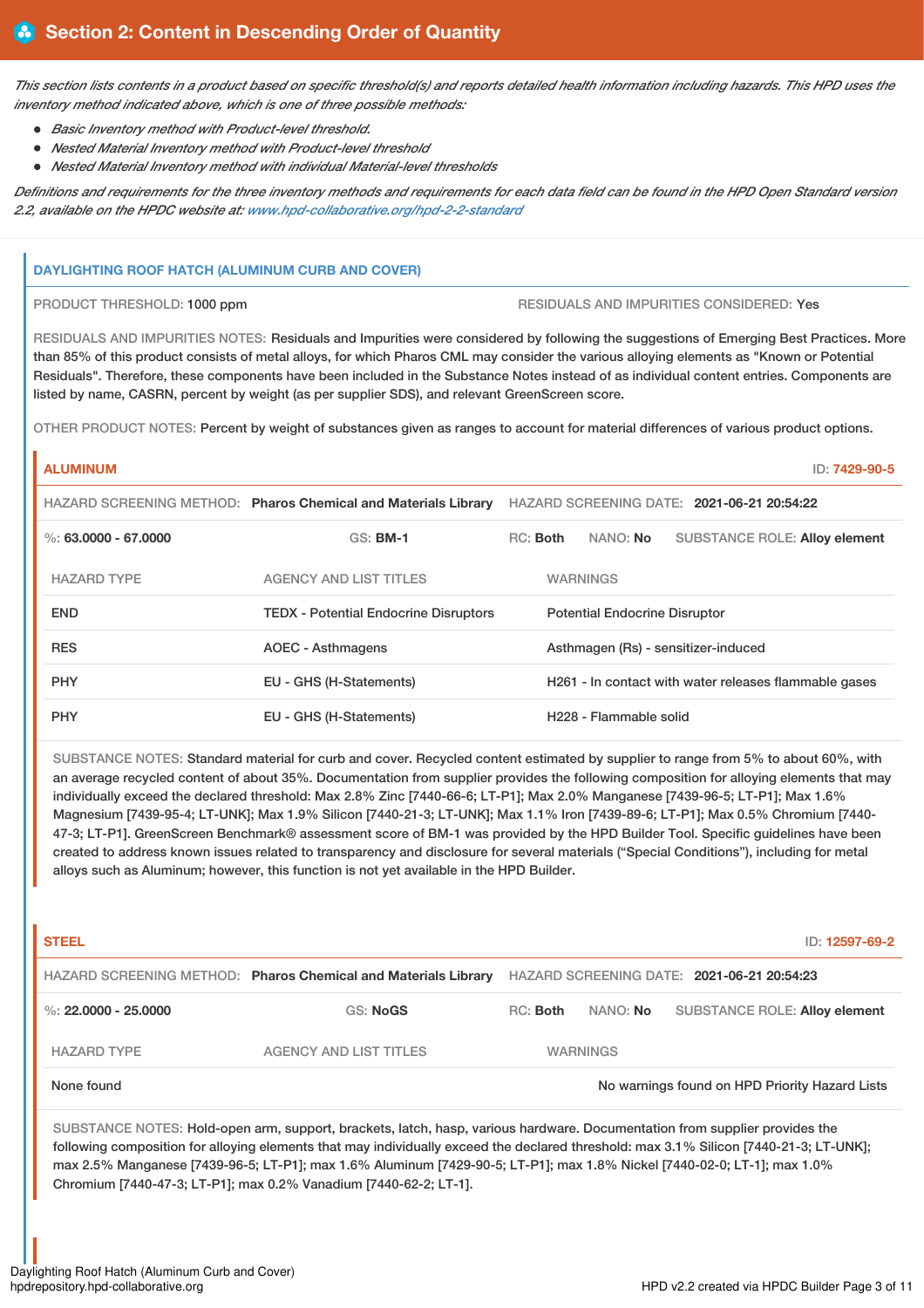## Section 2: Content in Descending Order of Quantity

*This section lists contents in a product based on specific threshold(s) and reports detailed health information including hazards. This HPD uses the inventory method indicated above, which is one of three possible methods:*

- *Basic Inventory method with Product-level threshold.*
- *Nested Material Inventory method with Product-level threshold*
- *Nested Material Inventory method with individual Material-level thresholds*

*Definitions and requirements for the three inventory methods and requirements for each data field can be found in the HPD Open Standard version 2.2, available on the HPDC website at: www.hpd-collaborative.org/hpd-2-2-standard*

### DAYLIGHTING ROOF HATCH (ALUMINUM CURB AND COVER)

PRODUCT THRESHOLD: 1000 ppm

RESIDUALS AND IMPURITIES CONSIDERED: Yes

RESIDUALS AND IMPURITIES NOTES: Residuals and Impurities were considered by following the suggestions of Emerging Best Practices. More than 85% of this product consists of metal alloys, for which Pharos CML may consider the various alloying elements as "Known or Potential Residuals". Therefore, these components have been included in the Substance Notes instead of as individual content entries. Components are listed by name, CASRN, percent by weight (as per supplier SDS), and relevant GreenScreen score.

OTHER PRODUCT NOTES: Percent by weight of substances given as ranges to account for material differences of various product options.

#### ALUMINUM

ID: 7429-90-5

HAZARD SCREENING METHOD: Pharos Chemical and Materials Library HAZARD SCREENING DATE: 2021-06-21 20:54:22

%: 63.0000 - 67.0000 GS: BM-1 RC: Both NANO: No SUBSTANCE ROLE: Alloy element

| HAZARD TYPE | AGENCY AND LIST TITLES | WARNINGS |
|---|---|---|
| END | TEDX - Potential Endocrine Disruptors | Potential Endocrine Disruptor |
| RES | AOEC - Asthmagens | Asthmagen (Rs) - sensitizer-induced |
| PHY | EU - GHS (H-Statements) | H261 - In contact with water releases flammable gases |
| PHY | EU - GHS (H-Statements) | H228 - Flammable solid |

SUBSTANCE NOTES: Standard material for curb and cover. Recycled content estimated by supplier to range from 5% to about 60%, with an average recycled content of about 35%. Documentation from supplier provides the following composition for alloying elements that may individually exceed the declared threshold: Max 2.8% Zinc [7440-66-6; LT-P1]; Max 2.0% Manganese [7439-96-5; LT-P1]; Max 1.6% Magnesium [7439-95-4; LT-UNK]; Max 1.9% Silicon [7440-21-3; LT-UNK]; Max 1.1% Iron [7439-89-6; LT-P1]; Max 0.5% Chromium [7440-47-3; LT-P1]. GreenScreen Benchmark® assessment score of BM-1 was provided by the HPD Builder Tool. Specific guidelines have been created to address known issues related to transparency and disclosure for several materials ("Special Conditions"), including for metal alloys such as Aluminum; however, this function is not yet available in the HPD Builder.

#### STEEL

ID: 12597-69-2

HAZARD SCREENING METHOD: Pharos Chemical and Materials Library HAZARD SCREENING DATE: 2021-06-21 20:54:23

%: 22.0000 - 25.0000 GS: NoGS RC: Both NANO: No SUBSTANCE ROLE: Alloy element

| HAZARD TYPE | AGENCY AND LIST TITLES | WARNINGS |
|---|---|---|
| None found | | No warnings found on HPD Priority Hazard Lists |

SUBSTANCE NOTES: Hold-open arm, support, brackets, latch, hasp, various hardware. Documentation from supplier provides the following composition for alloying elements that may individually exceed the declared threshold: max 3.1% Silicon [7440-21-3; LT-UNK]; max 2.5% Manganese [7439-96-5; LT-P1]; max 1.6% Aluminum [7429-90-5; LT-P1]; max 1.8% Nickel [7440-02-0; LT-1]; max 1.0% Chromium [7440-47-3; LT-P1]; max 0.2% Vanadium [7440-62-2; LT-1].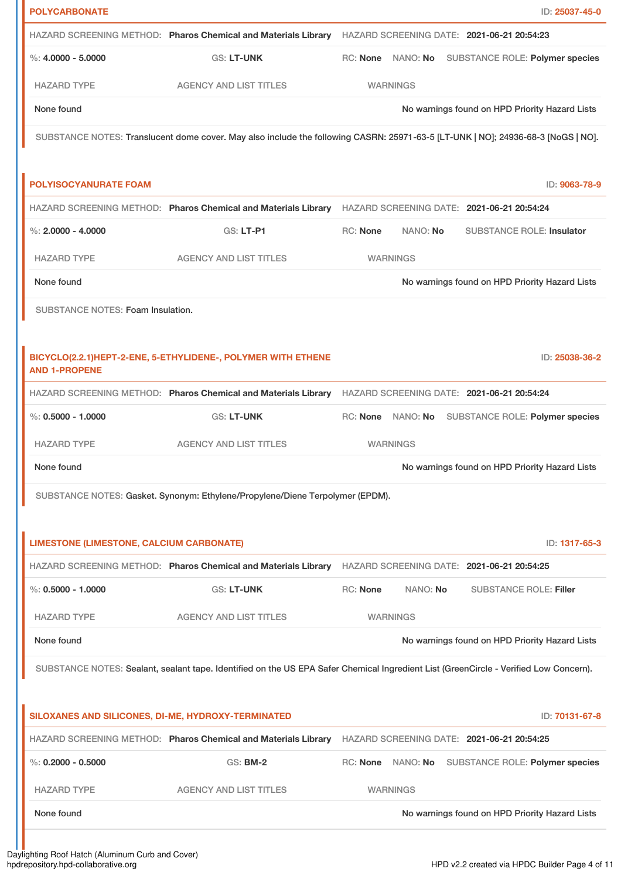**POLYCARBONATE** ID: 25037-45-0

HAZARD SCREENING METHOD: **Pharos Chemical and Materials Library** HAZARD SCREENING DATE: **2021-06-21 20:54:23**

%: **4.0000 - 5.0000** GS: **LT-UNK** RC: **None** NANO: **No** SUBSTANCE ROLE: **Polymer species**

| HAZARD TYPE | AGENCY AND LIST TITLES | WARNINGS |
|---|---|---|
| None found | | No warnings found on HPD Priority Hazard Lists |

SUBSTANCE NOTES: Translucent dome cover. May also include the following CASRN: 25971-63-5 [LT-UNK | NO]; 24936-68-3 [NoGS | NO].

**POLYISOCYANURATE FOAM** ID: 9063-78-9

HAZARD SCREENING METHOD: **Pharos Chemical and Materials Library** HAZARD SCREENING DATE: **2021-06-21 20:54:24**

%: **2.0000 - 4.0000** GS: **LT-P1** RC: **None** NANO: **No** SUBSTANCE ROLE: **Insulator**

| HAZARD TYPE | AGENCY AND LIST TITLES | WARNINGS |
|---|---|---|
| None found | | No warnings found on HPD Priority Hazard Lists |

SUBSTANCE NOTES: Foam Insulation.

**BICYCLO(2.2.1)HEPT-2-ENE, 5-ETHYLIDENE-, POLYMER WITH ETHENE AND 1-PROPENE** ID: 25038-36-2

HAZARD SCREENING METHOD: **Pharos Chemical and Materials Library** HAZARD SCREENING DATE: **2021-06-21 20:54:24**

%: **0.5000 - 1.0000** GS: **LT-UNK** RC: **None** NANO: **No** SUBSTANCE ROLE: **Polymer species**

| HAZARD TYPE | AGENCY AND LIST TITLES | WARNINGS |
|---|---|---|
| None found | | No warnings found on HPD Priority Hazard Lists |

SUBSTANCE NOTES: Gasket. Synonym: Ethylene/Propylene/Diene Terpolymer (EPDM).

**LIMESTONE (LIMESTONE, CALCIUM CARBONATE)** ID: 1317-65-3

HAZARD SCREENING METHOD: **Pharos Chemical and Materials Library** HAZARD SCREENING DATE: **2021-06-21 20:54:25**

%: **0.5000 - 1.0000** GS: **LT-UNK** RC: **None** NANO: **No** SUBSTANCE ROLE: **Filler**

| HAZARD TYPE | AGENCY AND LIST TITLES | WARNINGS |
|---|---|---|
| None found | | No warnings found on HPD Priority Hazard Lists |

SUBSTANCE NOTES: Sealant, sealant tape. Identified on the US EPA Safer Chemical Ingredient List (GreenCircle - Verified Low Concern).

**SILOXANES AND SILICONES, DI-ME, HYDROXY-TERMINATED** ID: 70131-67-8

HAZARD SCREENING METHOD: **Pharos Chemical and Materials Library** HAZARD SCREENING DATE: **2021-06-21 20:54:25**

%: **0.2000 - 0.5000** GS: **BM-2** RC: **None** NANO: **No** SUBSTANCE ROLE: **Polymer species**

| HAZARD TYPE | AGENCY AND LIST TITLES | WARNINGS |
|---|---|---|
| None found | | No warnings found on HPD Priority Hazard Lists |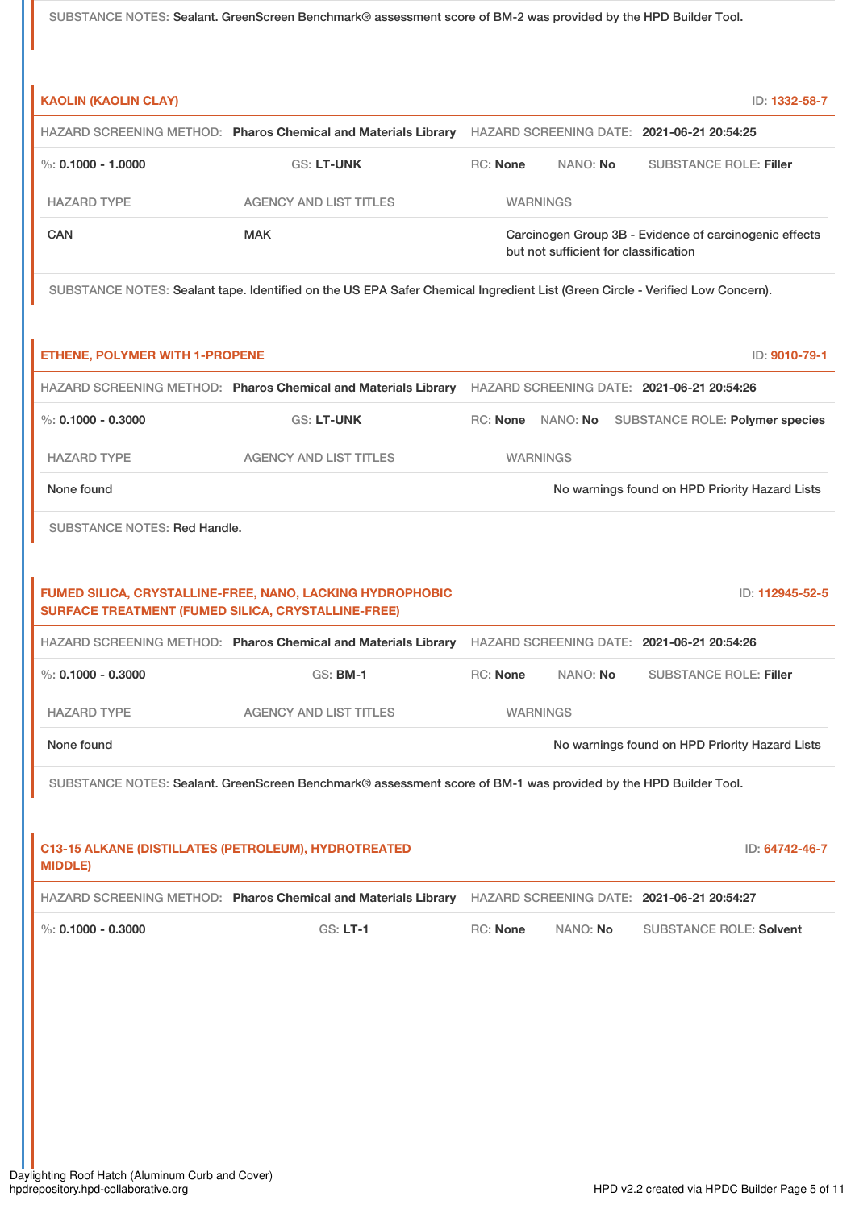SUBSTANCE NOTES: Sealant. GreenScreen Benchmark® assessment score of BM-2 was provided by the HPD Builder Tool.

### KAOLIN (KAOLIN CLAY)

ID: 1332-58-7

HAZARD SCREENING METHOD: **Pharos Chemical and Materials Library** HAZARD SCREENING DATE: **2021-06-21 20:54:25**

%: **0.1000 - 1.0000** GS: **LT-UNK** RC: **None** NANO: **No** SUBSTANCE ROLE: **Filler**

| HAZARD TYPE | AGENCY AND LIST TITLES | WARNINGS |
|---|---|---|
| CAN | MAK | Carcinogen Group 3B - Evidence of carcinogenic effects but not sufficient for classification |

SUBSTANCE NOTES: Sealant tape. Identified on the US EPA Safer Chemical Ingredient List (Green Circle - Verified Low Concern).

### ETHENE, POLYMER WITH 1-PROPENE

ID: 9010-79-1

HAZARD SCREENING METHOD: **Pharos Chemical and Materials Library** HAZARD SCREENING DATE: **2021-06-21 20:54:26**

%: **0.1000 - 0.3000** GS: **LT-UNK** RC: **None** NANO: **No** SUBSTANCE ROLE: **Polymer species**

| HAZARD TYPE | AGENCY AND LIST TITLES | WARNINGS |
|---|---|---|
| None found | | No warnings found on HPD Priority Hazard Lists |

SUBSTANCE NOTES: Red Handle.

### FUMED SILICA, CRYSTALLINE-FREE, NANO, LACKING HYDROPHOBIC SURFACE TREATMENT (FUMED SILICA, CRYSTALLINE-FREE)

ID: 112945-52-5

HAZARD SCREENING METHOD: **Pharos Chemical and Materials Library** HAZARD SCREENING DATE: **2021-06-21 20:54:26**

%: **0.1000 - 0.3000** GS: **BM-1** RC: **None** NANO: **No** SUBSTANCE ROLE: **Filler**

| HAZARD TYPE | AGENCY AND LIST TITLES | WARNINGS |
|---|---|---|
| None found | | No warnings found on HPD Priority Hazard Lists |

SUBSTANCE NOTES: Sealant. GreenScreen Benchmark® assessment score of BM-1 was provided by the HPD Builder Tool.

### C13-15 ALKANE (DISTILLATES (PETROLEUM), HYDROTREATED MIDDLE)

ID: 64742-46-7

HAZARD SCREENING METHOD: **Pharos Chemical and Materials Library** HAZARD SCREENING DATE: **2021-06-21 20:54:27**

%: **0.1000 - 0.3000** GS: **LT-1** RC: **None** NANO: **No** SUBSTANCE ROLE: **Solvent**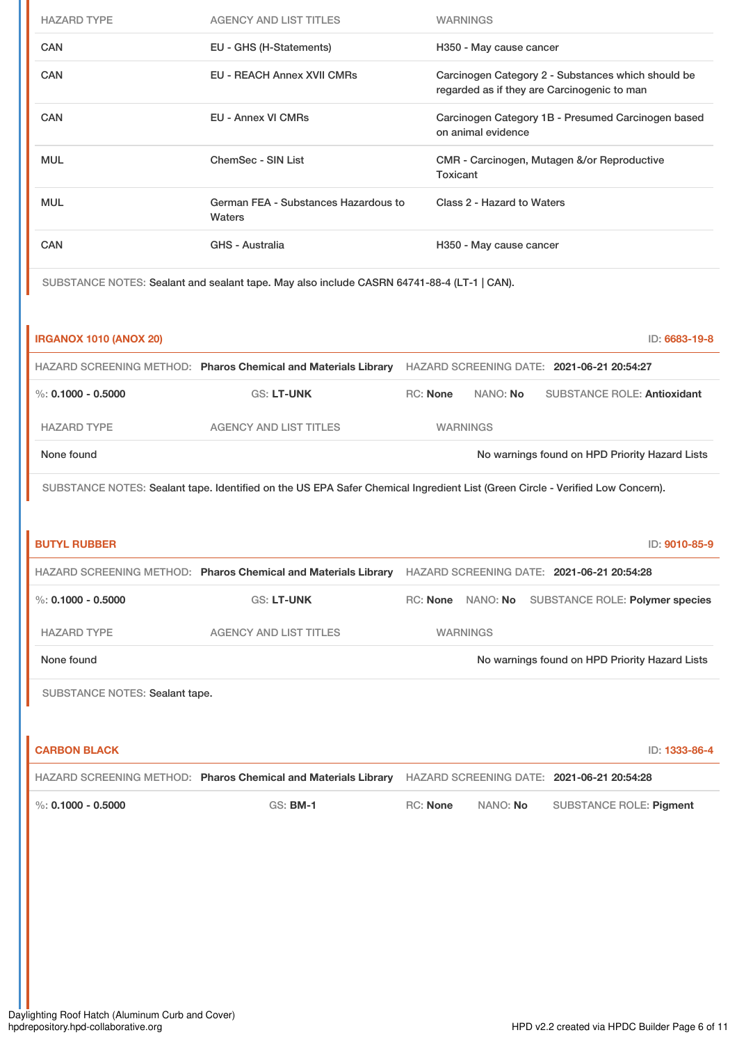| HAZARD TYPE | AGENCY AND LIST TITLES | WARNINGS |
| --- | --- | --- |
| CAN | EU - GHS (H-Statements) | H350 - May cause cancer |
| CAN | EU - REACH Annex XVII CMRs | Carcinogen Category 2 - Substances which should be regarded as if they are Carcinogenic to man |
| CAN | EU - Annex VI CMRs | Carcinogen Category 1B - Presumed Carcinogen based on animal evidence |
| MUL | ChemSec - SIN List | CMR - Carcinogen, Mutagen &/or Reproductive Toxicant |
| MUL | German FEA - Substances Hazardous to Waters | Class 2 - Hazard to Waters |
| CAN | GHS - Australia | H350 - May cause cancer |

SUBSTANCE NOTES: Sealant and sealant tape. May also include CASRN 64741-88-4 (LT-1 | CAN).

## IRGANOX 1010 (ANOX 20)

ID: **6683-19-8**

HAZARD SCREENING METHOD: **Pharos Chemical and Materials Library** HAZARD SCREENING DATE: **2021-06-21 20:54:27**

%: **0.1000 - 0.5000** GS: **LT-UNK** RC: **None** NANO: **No** SUBSTANCE ROLE: **Antioxidant**

| HAZARD TYPE | AGENCY AND LIST TITLES | WARNINGS |
| --- | --- | --- |
| None found | | No warnings found on HPD Priority Hazard Lists |

SUBSTANCE NOTES: Sealant tape. Identified on the US EPA Safer Chemical Ingredient List (Green Circle - Verified Low Concern).

## BUTYL RUBBER

ID: **9010-85-9**

HAZARD SCREENING METHOD: **Pharos Chemical and Materials Library** HAZARD SCREENING DATE: **2021-06-21 20:54:28**

%: **0.1000 - 0.5000** GS: **LT-UNK** RC: **None** NANO: **No** SUBSTANCE ROLE: **Polymer species**

| HAZARD TYPE | AGENCY AND LIST TITLES | WARNINGS |
| --- | --- | --- |
| None found | | No warnings found on HPD Priority Hazard Lists |

SUBSTANCE NOTES: Sealant tape.

## CARBON BLACK

ID: **1333-86-4**

HAZARD SCREENING METHOD: **Pharos Chemical and Materials Library** HAZARD SCREENING DATE: **2021-06-21 20:54:28**

%: **0.1000 - 0.5000** GS: **BM-1** RC: **None** NANO: **No** SUBSTANCE ROLE: **Pigment**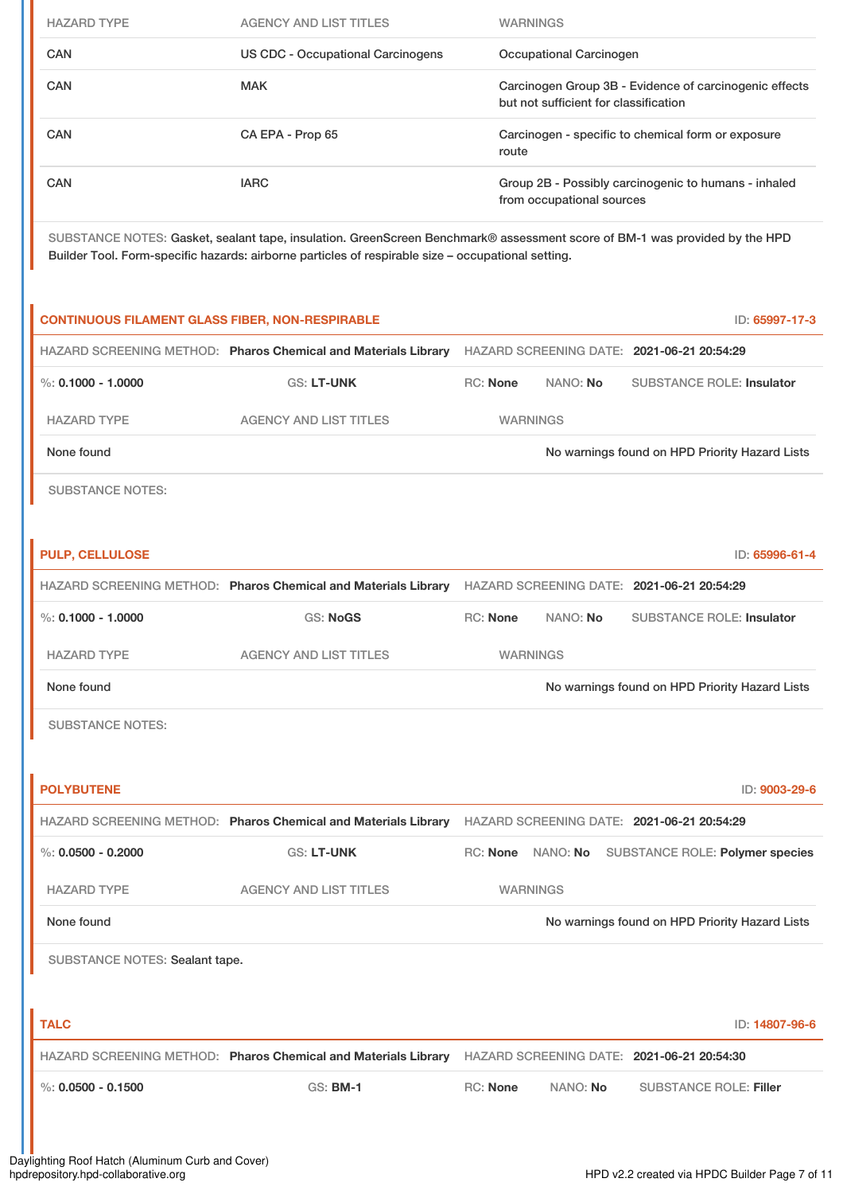| HAZARD TYPE | AGENCY AND LIST TITLES | WARNINGS |
|---|---|---|
| CAN | US CDC - Occupational Carcinogens | Occupational Carcinogen |
| CAN | MAK | Carcinogen Group 3B - Evidence of carcinogenic effects but not sufficient for classification |
| CAN | CA EPA - Prop 65 | Carcinogen - specific to chemical form or exposure route |
| CAN | IARC | Group 2B - Possibly carcinogenic to humans - inhaled from occupational sources |

SUBSTANCE NOTES: Gasket, sealant tape, insulation. GreenScreen Benchmark® assessment score of BM-1 was provided by the HPD Builder Tool. Form-specific hazards: airborne particles of respirable size – occupational setting.

### CONTINUOUS FILAMENT GLASS FIBER, NON-RESPIRABLE

ID: 65997-17-3

HAZARD SCREENING METHOD: **Pharos Chemical and Materials Library** HAZARD SCREENING DATE: **2021-06-21 20:54:29**

%: **0.1000 - 1.0000** GS: **LT-UNK** RC: **None** NANO: **No** SUBSTANCE ROLE: **Insulator**

| HAZARD TYPE | AGENCY AND LIST TITLES | WARNINGS |
|---|---|---|
| None found | | No warnings found on HPD Priority Hazard Lists |

SUBSTANCE NOTES:

### PULP, CELLULOSE

ID: 65996-61-4

HAZARD SCREENING METHOD: **Pharos Chemical and Materials Library** HAZARD SCREENING DATE: **2021-06-21 20:54:29**

%: **0.1000 - 1.0000** GS: **NoGS** RC: **None** NANO: **No** SUBSTANCE ROLE: **Insulator**

| HAZARD TYPE | AGENCY AND LIST TITLES | WARNINGS |
|---|---|---|
| None found | | No warnings found on HPD Priority Hazard Lists |

SUBSTANCE NOTES:

### POLYBUTENE

ID: 9003-29-6

HAZARD SCREENING METHOD: **Pharos Chemical and Materials Library** HAZARD SCREENING DATE: **2021-06-21 20:54:29**

%: **0.0500 - 0.2000** GS: **LT-UNK** RC: **None** NANO: **No** SUBSTANCE ROLE: **Polymer species**

| HAZARD TYPE | AGENCY AND LIST TITLES | WARNINGS |
|---|---|---|
| None found | | No warnings found on HPD Priority Hazard Lists |

SUBSTANCE NOTES: Sealant tape.

### TALC

ID: 14807-96-6

HAZARD SCREENING METHOD: **Pharos Chemical and Materials Library** HAZARD SCREENING DATE: **2021-06-21 20:54:30**

%: **0.0500 - 0.1500** GS: **BM-1** RC: **None** NANO: **No** SUBSTANCE ROLE: **Filler**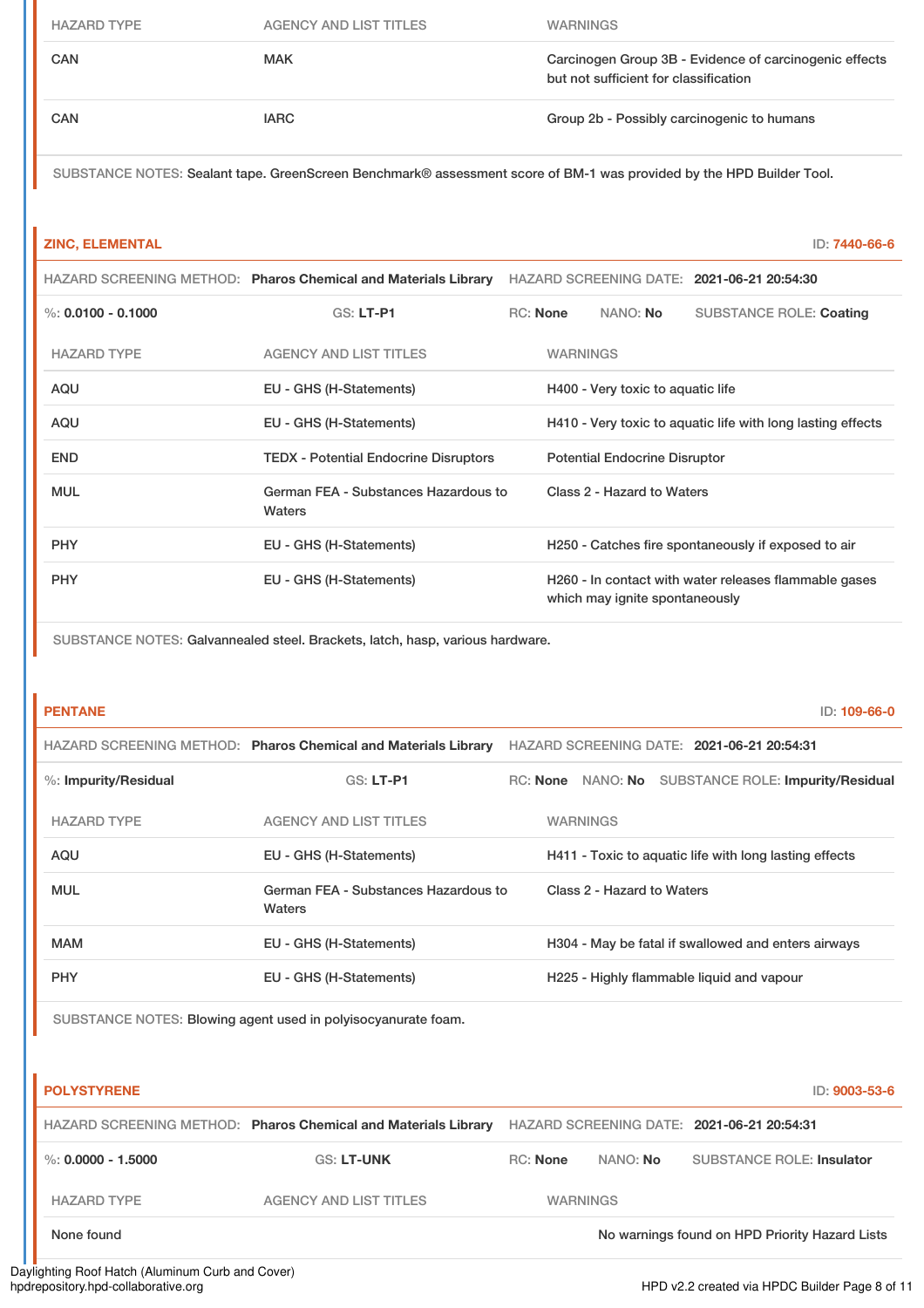| HAZARD TYPE | AGENCY AND LIST TITLES | WARNINGS |
| --- | --- | --- |
| CAN | MAK | Carcinogen Group 3B - Evidence of carcinogenic effects but not sufficient for classification |
| CAN | IARC | Group 2b - Possibly carcinogenic to humans |

SUBSTANCE NOTES: Sealant tape. GreenScreen Benchmark® assessment score of BM-1 was provided by the HPD Builder Tool.

### ZINC, ELEMENTAL

ID: 7440-66-6

HAZARD SCREENING METHOD: **Pharos Chemical and Materials Library** HAZARD SCREENING DATE: **2021-06-21 20:54:30**

%: **0.0100 - 0.1000** GS: **LT-P1** RC: **None** NANO: **No** SUBSTANCE ROLE: **Coating**

| HAZARD TYPE | AGENCY AND LIST TITLES | WARNINGS |
| --- | --- | --- |
| AQU | EU - GHS (H-Statements) | H400 - Very toxic to aquatic life |
| AQU | EU - GHS (H-Statements) | H410 - Very toxic to aquatic life with long lasting effects |
| END | TEDX - Potential Endocrine Disruptors | Potential Endocrine Disruptor |
| MUL | German FEA - Substances Hazardous to Waters | Class 2 - Hazard to Waters |
| PHY | EU - GHS (H-Statements) | H250 - Catches fire spontaneously if exposed to air |
| PHY | EU - GHS (H-Statements) | H260 - In contact with water releases flammable gases which may ignite spontaneously |

SUBSTANCE NOTES: Galvannealed steel. Brackets, latch, hasp, various hardware.

### PENTANE

ID: 109-66-0

HAZARD SCREENING METHOD: **Pharos Chemical and Materials Library** HAZARD SCREENING DATE: **2021-06-21 20:54:31**

%: **Impurity/Residual** GS: **LT-P1** RC: **None** NANO: **No** SUBSTANCE ROLE: **Impurity/Residual**

| HAZARD TYPE | AGENCY AND LIST TITLES | WARNINGS |
| --- | --- | --- |
| AQU | EU - GHS (H-Statements) | H411 - Toxic to aquatic life with long lasting effects |
| MUL | German FEA - Substances Hazardous to Waters | Class 2 - Hazard to Waters |
| MAM | EU - GHS (H-Statements) | H304 - May be fatal if swallowed and enters airways |
| PHY | EU - GHS (H-Statements) | H225 - Highly flammable liquid and vapour |

SUBSTANCE NOTES: Blowing agent used in polyisocyanurate foam.

### POLYSTYRENE

ID: 9003-53-6

HAZARD SCREENING METHOD: **Pharos Chemical and Materials Library** HAZARD SCREENING DATE: **2021-06-21 20:54:31**

%: **0.0000 - 1.5000** GS: **LT-UNK** RC: **None** NANO: **No** SUBSTANCE ROLE: **Insulator**

| HAZARD TYPE | AGENCY AND LIST TITLES | WARNINGS |
| --- | --- | --- |
| None found | | No warnings found on HPD Priority Hazard Lists |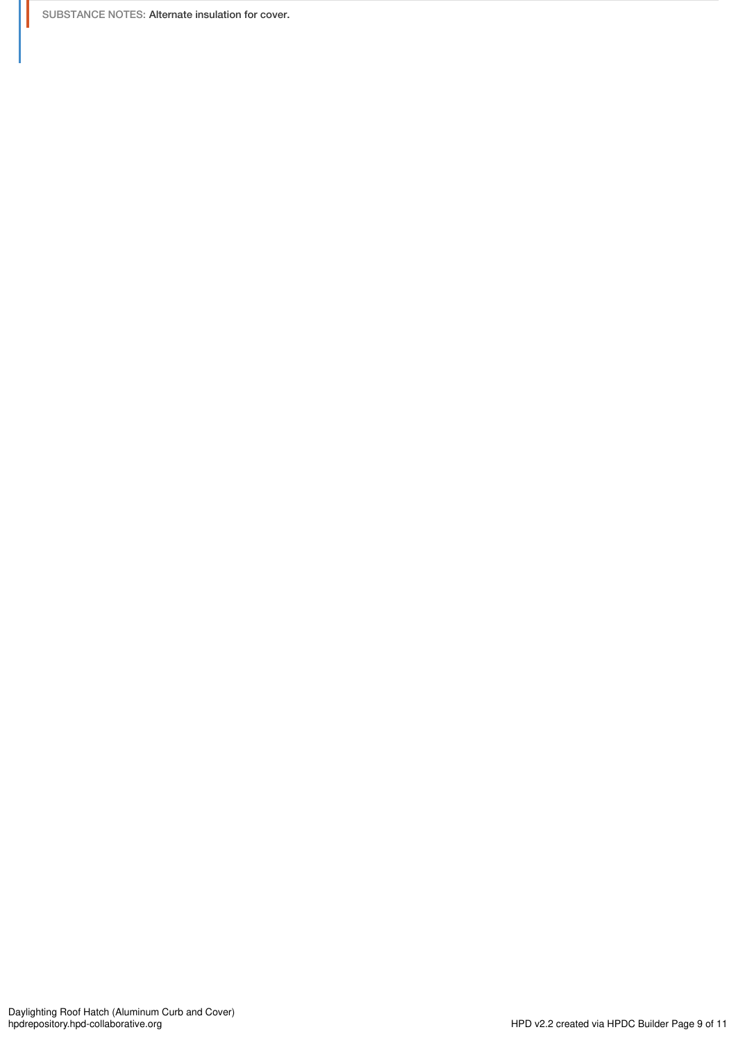SUBSTANCE NOTES: Alternate insulation for cover.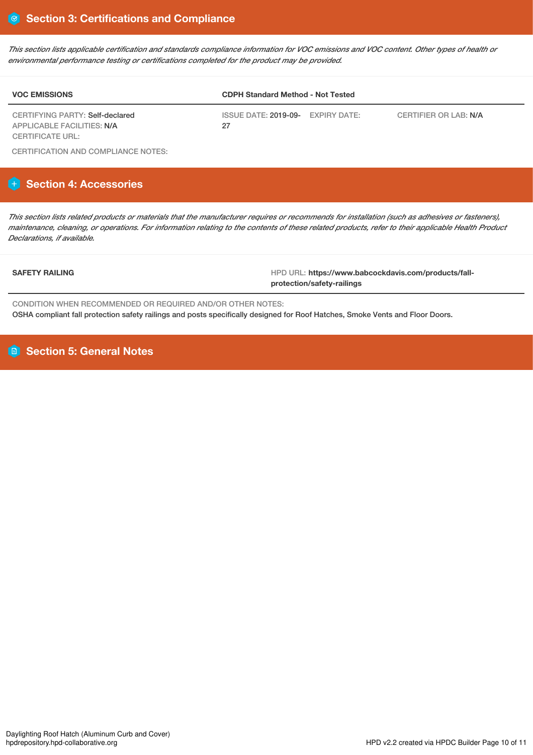## Section 3: Certifications and Compliance

*This section lists applicable certification and standards compliance information for VOC emissions and VOC content. Other types of health or environmental performance testing or certifications completed for the product may be provided.*

| VOC EMISSIONS | CDPH Standard Method - Not Tested | | |
|---|---|---|---|
| CERTIFYING PARTY: Self-declared<br>APPLICABLE FACILITIES: N/A<br>CERTIFICATE URL: | ISSUE DATE: 2019-09-27 | EXPIRY DATE: | CERTIFIER OR LAB: N/A |

CERTIFICATION AND COMPLIANCE NOTES:

## Section 4: Accessories

*This section lists related products or materials that the manufacturer requires or recommends for installation (such as adhesives or fasteners), maintenance, cleaning, or operations. For information relating to the contents of these related products, refer to their applicable Health Product Declarations, if available.*

| SAFETY RAILING | HPD URL: **https://www.babcockdavis.com/products/fall-protection/safety-railings** |
|---|---|

CONDITION WHEN RECOMMENDED OR REQUIRED AND/OR OTHER NOTES:
OSHA compliant fall protection safety railings and posts specifically designed for Roof Hatches, Smoke Vents and Floor Doors.

## Section 5: General Notes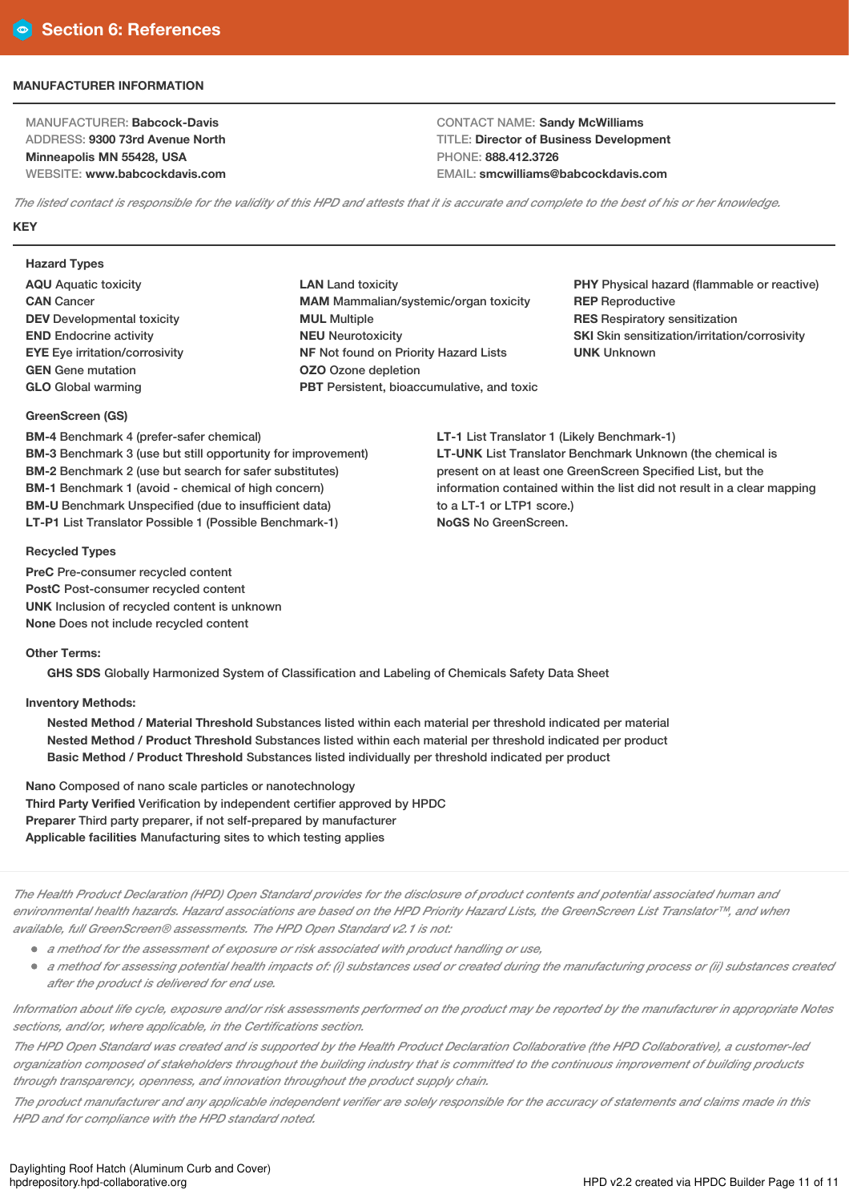## Section 6: References

### MANUFACTURER INFORMATION

MANUFACTURER: **Babcock-Davis**
ADDRESS: **9300 73rd Avenue North**
**Minneapolis MN 55428, USA**
WEBSITE: **www.babcockdavis.com**

CONTACT NAME: **Sandy McWilliams**
TITLE: **Director of Business Development**
PHONE: **888.412.3726**
EMAIL: **smcwilliams@babcockdavis.com**

*The listed contact is responsible for the validity of this HPD and attests that it is accurate and complete to the best of his or her knowledge.*

### KEY

**Hazard Types**

**AQU** Aquatic toxicity
**CAN** Cancer
**DEV** Developmental toxicity
**END** Endocrine activity
**EYE** Eye irritation/corrosivity
**GEN** Gene mutation
**GLO** Global warming
**LAN** Land toxicity
**MAM** Mammalian/systemic/organ toxicity
**MUL** Multiple
**NEU** Neurotoxicity
**NF** Not found on Priority Hazard Lists
**OZO** Ozone depletion
**PBT** Persistent, bioaccumulative, and toxic
**PHY** Physical hazard (flammable or reactive)
**REP** Reproductive
**RES** Respiratory sensitization
**SKI** Skin sensitization/irritation/corrosivity
**UNK** Unknown

**GreenScreen (GS)**

**BM-4** Benchmark 4 (prefer-safer chemical)
**BM-3** Benchmark 3 (use but still opportunity for improvement)
**BM-2** Benchmark 2 (use but search for safer substitutes)
**BM-1** Benchmark 1 (avoid - chemical of high concern)
**BM-U** Benchmark Unspecified (due to insufficient data)
**LT-P1** List Translator Possible 1 (Possible Benchmark-1)
**LT-1** List Translator 1 (Likely Benchmark-1)
**LT-UNK** List Translator Benchmark Unknown (the chemical is present on at least one GreenScreen Specified List, but the information contained within the list did not result in a clear mapping to a LT-1 or LTP1 score.)
**NoGS** No GreenScreen.

**Recycled Types**

**PreC** Pre-consumer recycled content
**PostC** Post-consumer recycled content
**UNK** Inclusion of recycled content is unknown
**None** Does not include recycled content

**Other Terms:**

**GHS SDS** Globally Harmonized System of Classification and Labeling of Chemicals Safety Data Sheet

**Inventory Methods:**

**Nested Method / Material Threshold** Substances listed within each material per threshold indicated per material
**Nested Method / Product Threshold** Substances listed within each material per threshold indicated per product
**Basic Method / Product Threshold** Substances listed individually per threshold indicated per product

**Nano** Composed of nano scale particles or nanotechnology
**Third Party Verified** Verification by independent certifier approved by HPDC
**Preparer** Third party preparer, if not self-prepared by manufacturer
**Applicable facilities** Manufacturing sites to which testing applies

*The Health Product Declaration (HPD) Open Standard provides for the disclosure of product contents and potential associated human and environmental health hazards. Hazard associations are based on the HPD Priority Hazard Lists, the GreenScreen List Translator™, and when available, full GreenScreen® assessments. The HPD Open Standard v2.1 is not:*

- *a method for the assessment of exposure or risk associated with product handling or use,*
- *a method for assessing potential health impacts of: (i) substances used or created during the manufacturing process or (ii) substances created after the product is delivered for end use.*

*Information about life cycle, exposure and/or risk assessments performed on the product may be reported by the manufacturer in appropriate Notes sections, and/or, where applicable, in the Certifications section.*

*The HPD Open Standard was created and is supported by the Health Product Declaration Collaborative (the HPD Collaborative), a customer-led organization composed of stakeholders throughout the building industry that is committed to the continuous improvement of building products through transparency, openness, and innovation throughout the product supply chain.*

*The product manufacturer and any applicable independent verifier are solely responsible for the accuracy of statements and claims made in this HPD and for compliance with the HPD standard noted.*